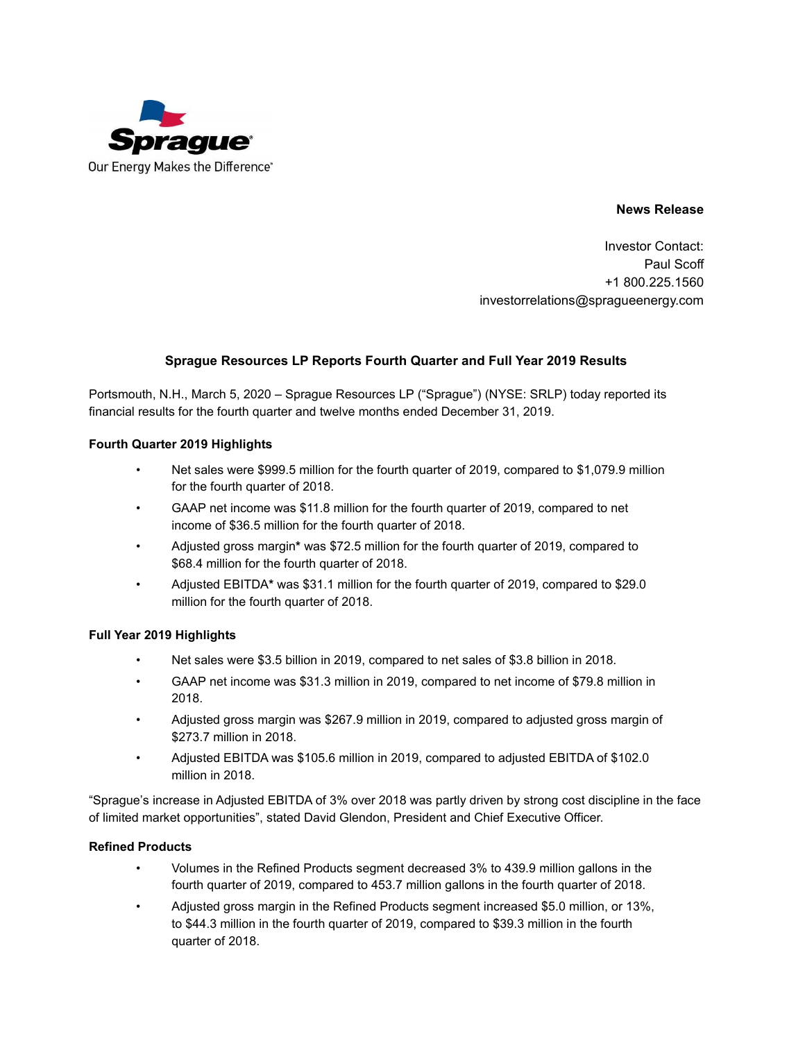Sprague®

Our Energy Makes the Difference®

**News Release**

Investor Contact:
Paul Scoff
+1 800.225.1560
investorrelations@spragueenergy.com

## Sprague Resources LP Reports Fourth Quarter and Full Year 2019 Results

Portsmouth, N.H., March 5, 2020 – Sprague Resources LP ("Sprague") (NYSE: SRLP) today reported its financial results for the fourth quarter and twelve months ended December 31, 2019.

### Fourth Quarter 2019 Highlights

- Net sales were $999.5 million for the fourth quarter of 2019, compared to $1,079.9 million for the fourth quarter of 2018.
- GAAP net income was $11.8 million for the fourth quarter of 2019, compared to net income of $36.5 million for the fourth quarter of 2018.
- Adjusted gross margin* was $72.5 million for the fourth quarter of 2019, compared to $68.4 million for the fourth quarter of 2018.
- Adjusted EBITDA* was $31.1 million for the fourth quarter of 2019, compared to $29.0 million for the fourth quarter of 2018.

### Full Year 2019 Highlights

- Net sales were $3.5 billion in 2019, compared to net sales of $3.8 billion in 2018.
- GAAP net income was $31.3 million in 2019, compared to net income of $79.8 million in 2018.
- Adjusted gross margin was $267.9 million in 2019, compared to adjusted gross margin of $273.7 million in 2018.
- Adjusted EBITDA was $105.6 million in 2019, compared to adjusted EBITDA of $102.0 million in 2018.

"Sprague's increase in Adjusted EBITDA of 3% over 2018 was partly driven by strong cost discipline in the face of limited market opportunities", stated David Glendon, President and Chief Executive Officer.

### Refined Products

- Volumes in the Refined Products segment decreased 3% to 439.9 million gallons in the fourth quarter of 2019, compared to 453.7 million gallons in the fourth quarter of 2018.
- Adjusted gross margin in the Refined Products segment increased $5.0 million, or 13%, to $44.3 million in the fourth quarter of 2019, compared to $39.3 million in the fourth quarter of 2018.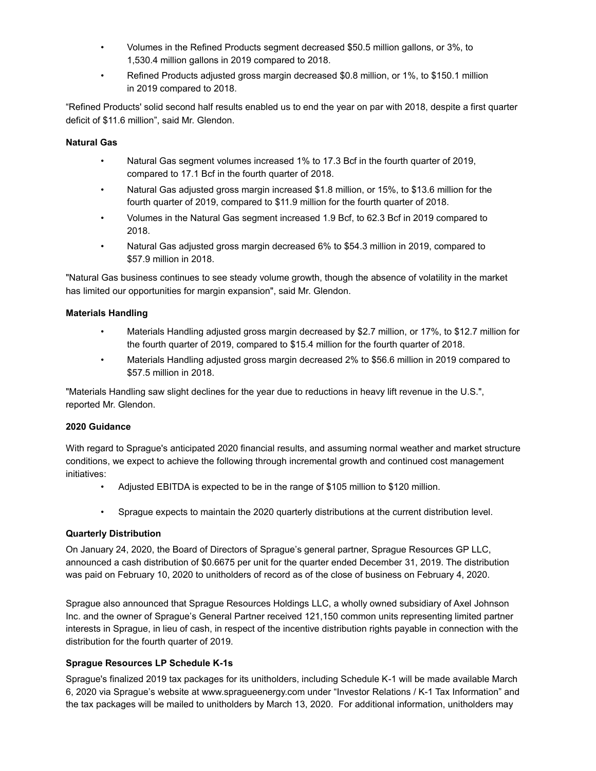- Volumes in the Refined Products segment decreased $50.5 million gallons, or 3%, to 1,530.4 million gallons in 2019 compared to 2018.
- Refined Products adjusted gross margin decreased $0.8 million, or 1%, to $150.1 million in 2019 compared to 2018.

"Refined Products' solid second half results enabled us to end the year on par with 2018, despite a first quarter deficit of $11.6 million", said Mr. Glendon.

**Natural Gas**

- Natural Gas segment volumes increased 1% to 17.3 Bcf in the fourth quarter of 2019, compared to 17.1 Bcf in the fourth quarter of 2018.
- Natural Gas adjusted gross margin increased $1.8 million, or 15%, to $13.6 million for the fourth quarter of 2019, compared to $11.9 million for the fourth quarter of 2018.
- Volumes in the Natural Gas segment increased 1.9 Bcf, to 62.3 Bcf in 2019 compared to 2018.
- Natural Gas adjusted gross margin decreased 6% to $54.3 million in 2019, compared to $57.9 million in 2018.

"Natural Gas business continues to see steady volume growth, though the absence of volatility in the market has limited our opportunities for margin expansion", said Mr. Glendon.

**Materials Handling**

- Materials Handling adjusted gross margin decreased by $2.7 million, or 17%, to $12.7 million for the fourth quarter of 2019, compared to $15.4 million for the fourth quarter of 2018.
- Materials Handling adjusted gross margin decreased 2% to $56.6 million in 2019 compared to $57.5 million in 2018.

"Materials Handling saw slight declines for the year due to reductions in heavy lift revenue in the U.S.", reported Mr. Glendon.

**2020 Guidance**

With regard to Sprague's anticipated 2020 financial results, and assuming normal weather and market structure conditions, we expect to achieve the following through incremental growth and continued cost management initiatives:

- Adjusted EBITDA is expected to be in the range of $105 million to $120 million.
- Sprague expects to maintain the 2020 quarterly distributions at the current distribution level.

**Quarterly Distribution**

On January 24, 2020, the Board of Directors of Sprague's general partner, Sprague Resources GP LLC, announced a cash distribution of $0.6675 per unit for the quarter ended December 31, 2019. The distribution was paid on February 10, 2020 to unitholders of record as of the close of business on February 4, 2020.

Sprague also announced that Sprague Resources Holdings LLC, a wholly owned subsidiary of Axel Johnson Inc. and the owner of Sprague's General Partner received 121,150 common units representing limited partner interests in Sprague, in lieu of cash, in respect of the incentive distribution rights payable in connection with the distribution for the fourth quarter of 2019.

**Sprague Resources LP Schedule K-1s**

Sprague's finalized 2019 tax packages for its unitholders, including Schedule K-1 will be made available March 6, 2020 via Sprague's website at www.spragueenergy.com under "Investor Relations / K-1 Tax Information" and the tax packages will be mailed to unitholders by March 13, 2020. For additional information, unitholders may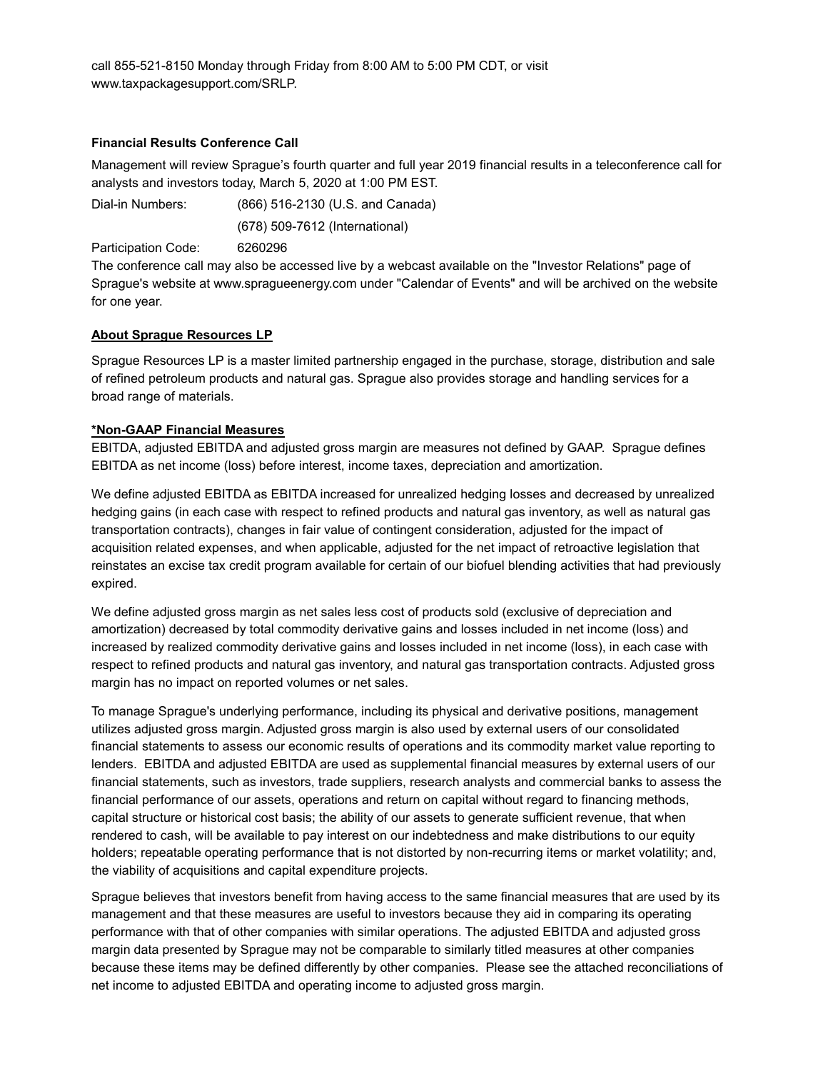call 855-521-8150 Monday through Friday from 8:00 AM to 5:00 PM CDT, or visit www.taxpackagesupport.com/SRLP.

**Financial Results Conference Call**

Management will review Sprague's fourth quarter and full year 2019 financial results in a teleconference call for analysts and investors today, March 5, 2020 at 1:00 PM EST.

Dial-in Numbers: (866) 516-2130 (U.S. and Canada)

(678) 509-7612 (International)

Participation Code: 6260296

The conference call may also be accessed live by a webcast available on the "Investor Relations" page of Sprague's website at www.spragueenergy.com under "Calendar of Events" and will be archived on the website for one year.

**About Sprague Resources LP**

Sprague Resources LP is a master limited partnership engaged in the purchase, storage, distribution and sale of refined petroleum products and natural gas. Sprague also provides storage and handling services for a broad range of materials.

**\*Non-GAAP Financial Measures**

EBITDA, adjusted EBITDA and adjusted gross margin are measures not defined by GAAP. Sprague defines EBITDA as net income (loss) before interest, income taxes, depreciation and amortization.

We define adjusted EBITDA as EBITDA increased for unrealized hedging losses and decreased by unrealized hedging gains (in each case with respect to refined products and natural gas inventory, as well as natural gas transportation contracts), changes in fair value of contingent consideration, adjusted for the impact of acquisition related expenses, and when applicable, adjusted for the net impact of retroactive legislation that reinstates an excise tax credit program available for certain of our biofuel blending activities that had previously expired.

We define adjusted gross margin as net sales less cost of products sold (exclusive of depreciation and amortization) decreased by total commodity derivative gains and losses included in net income (loss) and increased by realized commodity derivative gains and losses included in net income (loss), in each case with respect to refined products and natural gas inventory, and natural gas transportation contracts. Adjusted gross margin has no impact on reported volumes or net sales.

To manage Sprague's underlying performance, including its physical and derivative positions, management utilizes adjusted gross margin. Adjusted gross margin is also used by external users of our consolidated financial statements to assess our economic results of operations and its commodity market value reporting to lenders. EBITDA and adjusted EBITDA are used as supplemental financial measures by external users of our financial statements, such as investors, trade suppliers, research analysts and commercial banks to assess the financial performance of our assets, operations and return on capital without regard to financing methods, capital structure or historical cost basis; the ability of our assets to generate sufficient revenue, that when rendered to cash, will be available to pay interest on our indebtedness and make distributions to our equity holders; repeatable operating performance that is not distorted by non-recurring items or market volatility; and, the viability of acquisitions and capital expenditure projects.

Sprague believes that investors benefit from having access to the same financial measures that are used by its management and that these measures are useful to investors because they aid in comparing its operating performance with that of other companies with similar operations. The adjusted EBITDA and adjusted gross margin data presented by Sprague may not be comparable to similarly titled measures at other companies because these items may be defined differently by other companies. Please see the attached reconciliations of net income to adjusted EBITDA and operating income to adjusted gross margin.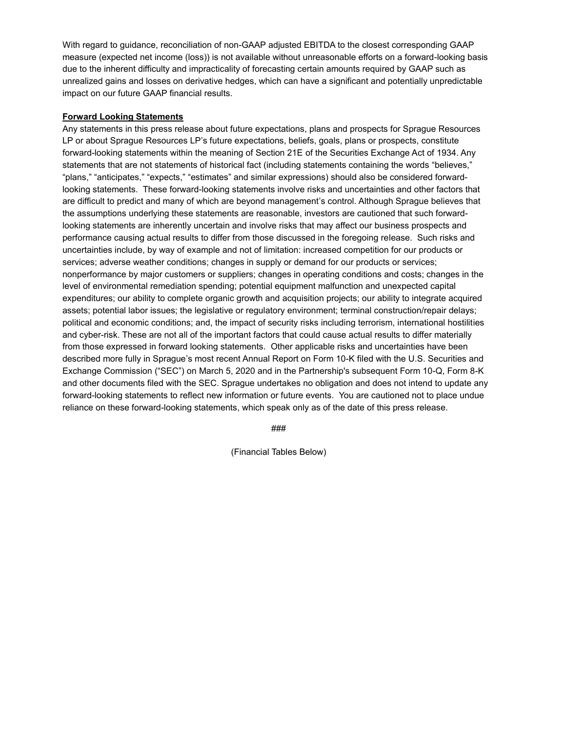With regard to guidance, reconciliation of non-GAAP adjusted EBITDA to the closest corresponding GAAP measure (expected net income (loss)) is not available without unreasonable efforts on a forward-looking basis due to the inherent difficulty and impracticality of forecasting certain amounts required by GAAP such as unrealized gains and losses on derivative hedges, which can have a significant and potentially unpredictable impact on our future GAAP financial results.

**Forward Looking Statements**

Any statements in this press release about future expectations, plans and prospects for Sprague Resources LP or about Sprague Resources LP's future expectations, beliefs, goals, plans or prospects, constitute forward-looking statements within the meaning of Section 21E of the Securities Exchange Act of 1934. Any statements that are not statements of historical fact (including statements containing the words "believes," "plans," "anticipates," "expects," "estimates" and similar expressions) should also be considered forward-looking statements. These forward-looking statements involve risks and uncertainties and other factors that are difficult to predict and many of which are beyond management's control. Although Sprague believes that the assumptions underlying these statements are reasonable, investors are cautioned that such forward-looking statements are inherently uncertain and involve risks that may affect our business prospects and performance causing actual results to differ from those discussed in the foregoing release. Such risks and uncertainties include, by way of example and not of limitation: increased competition for our products or services; adverse weather conditions; changes in supply or demand for our products or services; nonperformance by major customers or suppliers; changes in operating conditions and costs; changes in the level of environmental remediation spending; potential equipment malfunction and unexpected capital expenditures; our ability to complete organic growth and acquisition projects; our ability to integrate acquired assets; potential labor issues; the legislative or regulatory environment; terminal construction/repair delays; political and economic conditions; and, the impact of security risks including terrorism, international hostilities and cyber-risk. These are not all of the important factors that could cause actual results to differ materially from those expressed in forward looking statements. Other applicable risks and uncertainties have been described more fully in Sprague's most recent Annual Report on Form 10-K filed with the U.S. Securities and Exchange Commission ("SEC") on March 5, 2020 and in the Partnership's subsequent Form 10-Q, Form 8-K and other documents filed with the SEC. Sprague undertakes no obligation and does not intend to update any forward-looking statements to reflect new information or future events. You are cautioned not to place undue reliance on these forward-looking statements, which speak only as of the date of this press release.

###

(Financial Tables Below)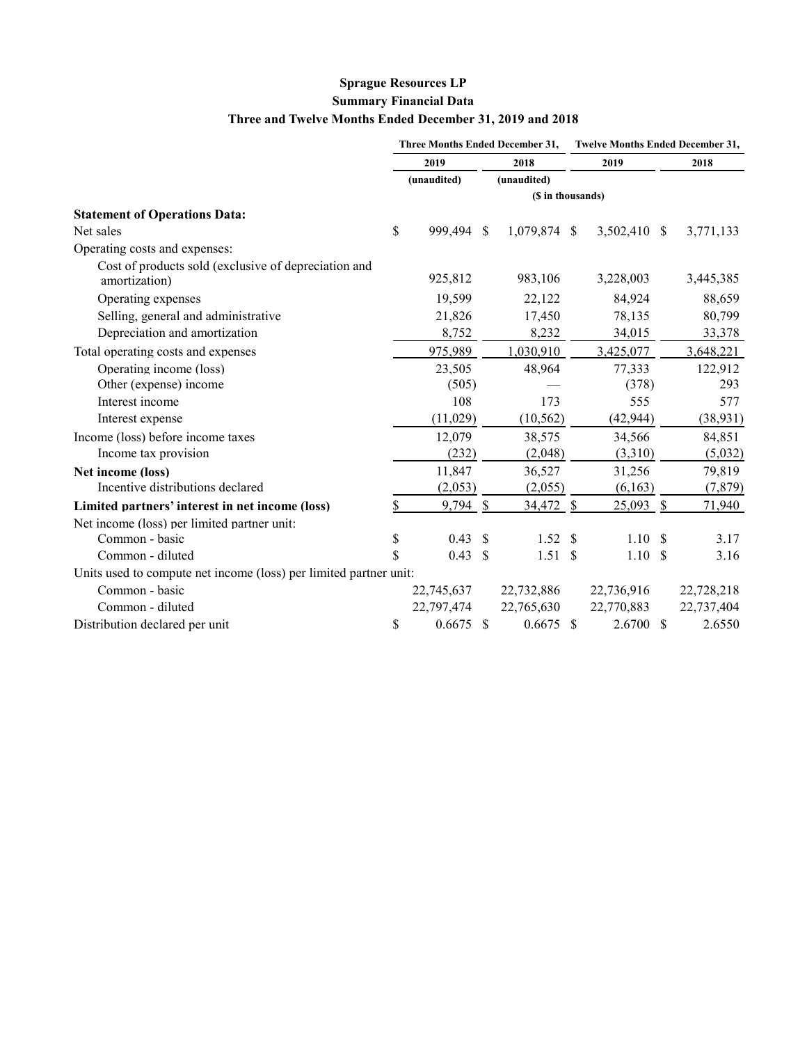**Sprague Resources LP**
**Summary Financial Data**
**Three and Twelve Months Ended December 31, 2019 and 2018**

| | Three Months Ended December 31, | | Twelve Months Ended December 31, | |
|---|---|---|---|---|
| | 2019 | 2018 | 2019 | 2018 |
| | (unaudited) | (unaudited) | | |
| | ($ in thousands) | | | |
| **Statement of Operations Data:** | | | | |
| Net sales | $ 999,494 | $ 1,079,874 | $ 3,502,410 | $ 3,771,133 |
| Operating costs and expenses: | | | | |
| Cost of products sold (exclusive of depreciation and amortization) | 925,812 | 983,106 | 3,228,003 | 3,445,385 |
| Operating expenses | 19,599 | 22,122 | 84,924 | 88,659 |
| Selling, general and administrative | 21,826 | 17,450 | 78,135 | 80,799 |
| Depreciation and amortization | 8,752 | 8,232 | 34,015 | 33,378 |
| Total operating costs and expenses | 975,989 | 1,030,910 | 3,425,077 | 3,648,221 |
| Operating income (loss) | 23,505 | 48,964 | 77,333 | 122,912 |
| Other (expense) income | (505) | — | (378) | 293 |
| Interest income | 108 | 173 | 555 | 577 |
| Interest expense | (11,029) | (10,562) | (42,944) | (38,931) |
| Income (loss) before income taxes | 12,079 | 38,575 | 34,566 | 84,851 |
| Income tax provision | (232) | (2,048) | (3,310) | (5,032) |
| **Net income (loss)** | 11,847 | 36,527 | 31,256 | 79,819 |
| Incentive distributions declared | (2,053) | (2,055) | (6,163) | (7,879) |
| **Limited partners' interest in net income (loss)** | $ 9,794 | $ 34,472 | $ 25,093 | $ 71,940 |
| Net income (loss) per limited partner unit: | | | | |
| Common - basic | $ 0.43 | $ 1.52 | $ 1.10 | $ 3.17 |
| Common - diluted | $ 0.43 | $ 1.51 | $ 1.10 | $ 3.16 |
| Units used to compute net income (loss) per limited partner unit: | | | | |
| Common - basic | 22,745,637 | 22,732,886 | 22,736,916 | 22,728,218 |
| Common - diluted | 22,797,474 | 22,765,630 | 22,770,883 | 22,737,404 |
| Distribution declared per unit | $ 0.6675 | $ 0.6675 | $ 2.6700 | $ 2.6550 |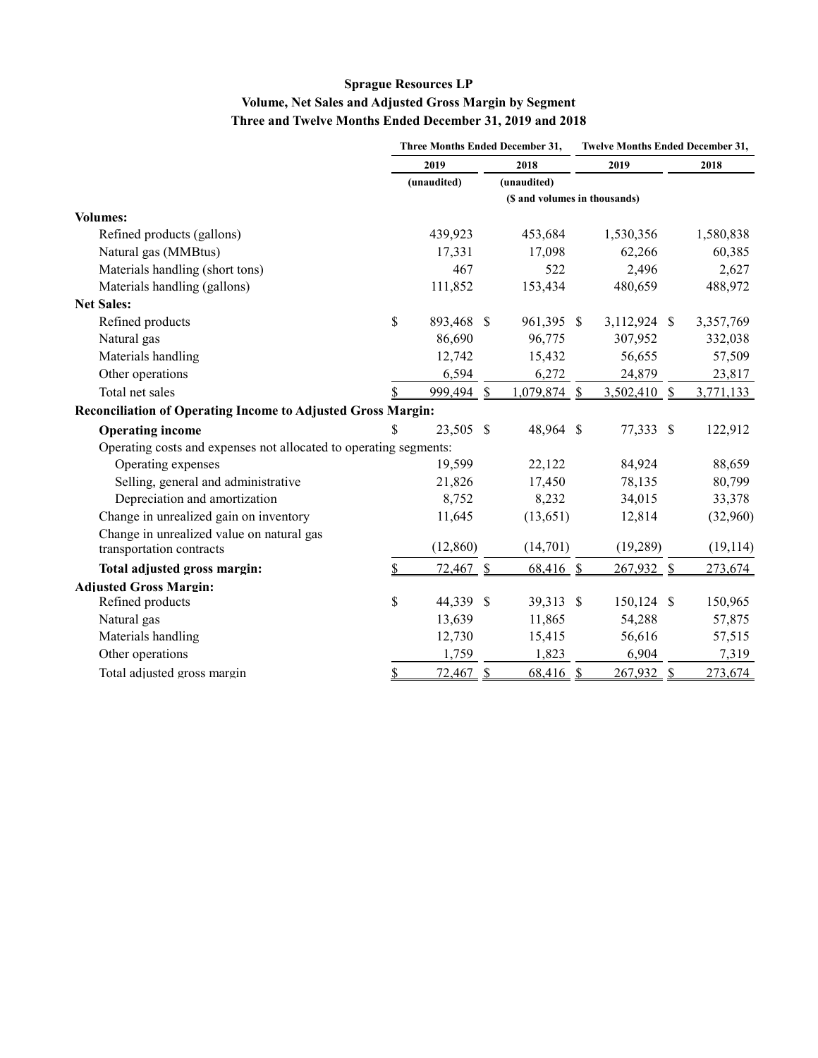**Sprague Resources LP**
**Volume, Net Sales and Adjusted Gross Margin by Segment**
**Three and Twelve Months Ended December 31, 2019 and 2018**

| | Three Months Ended December 31, | | Twelve Months Ended December 31, | |
|---|---|---|---|---|
| | 2019 | 2018 | 2019 | 2018 |
| | (unaudited) | (unaudited) | | |
| | ($ and volumes in thousands) | | | |
| **Volumes:** | | | | |
| Refined products (gallons) | 439,923 | 453,684 | 1,530,356 | 1,580,838 |
| Natural gas (MMBtus) | 17,331 | 17,098 | 62,266 | 60,385 |
| Materials handling (short tons) | 467 | 522 | 2,496 | 2,627 |
| Materials handling (gallons) | 111,852 | 153,434 | 480,659 | 488,972 |
| **Net Sales:** | | | | |
| Refined products | $ 893,468 | $ 961,395 | $ 3,112,924 | $ 3,357,769 |
| Natural gas | 86,690 | 96,775 | 307,952 | 332,038 |
| Materials handling | 12,742 | 15,432 | 56,655 | 57,509 |
| Other operations | 6,594 | 6,272 | 24,879 | 23,817 |
| Total net sales | $ 999,494 | $ 1,079,874 | $ 3,502,410 | $ 3,771,133 |
| **Reconciliation of Operating Income to Adjusted Gross Margin:** | | | | |
| **Operating income** | $ 23,505 | $ 48,964 | $ 77,333 | $ 122,912 |
| Operating costs and expenses not allocated to operating segments: | | | | |
| Operating expenses | 19,599 | 22,122 | 84,924 | 88,659 |
| Selling, general and administrative | 21,826 | 17,450 | 78,135 | 80,799 |
| Depreciation and amortization | 8,752 | 8,232 | 34,015 | 33,378 |
| Change in unrealized gain on inventory | 11,645 | (13,651) | 12,814 | (32,960) |
| Change in unrealized value on natural gas transportation contracts | (12,860) | (14,701) | (19,289) | (19,114) |
| **Total adjusted gross margin:** | $ 72,467 | $ 68,416 | $ 267,932 | $ 273,674 |
| **Adjusted Gross Margin:** | | | | |
| Refined products | $ 44,339 | $ 39,313 | $ 150,124 | $ 150,965 |
| Natural gas | 13,639 | 11,865 | 54,288 | 57,875 |
| Materials handling | 12,730 | 15,415 | 56,616 | 57,515 |
| Other operations | 1,759 | 1,823 | 6,904 | 7,319 |
| Total adjusted gross margin | $ 72,467 | $ 68,416 | $ 267,932 | $ 273,674 |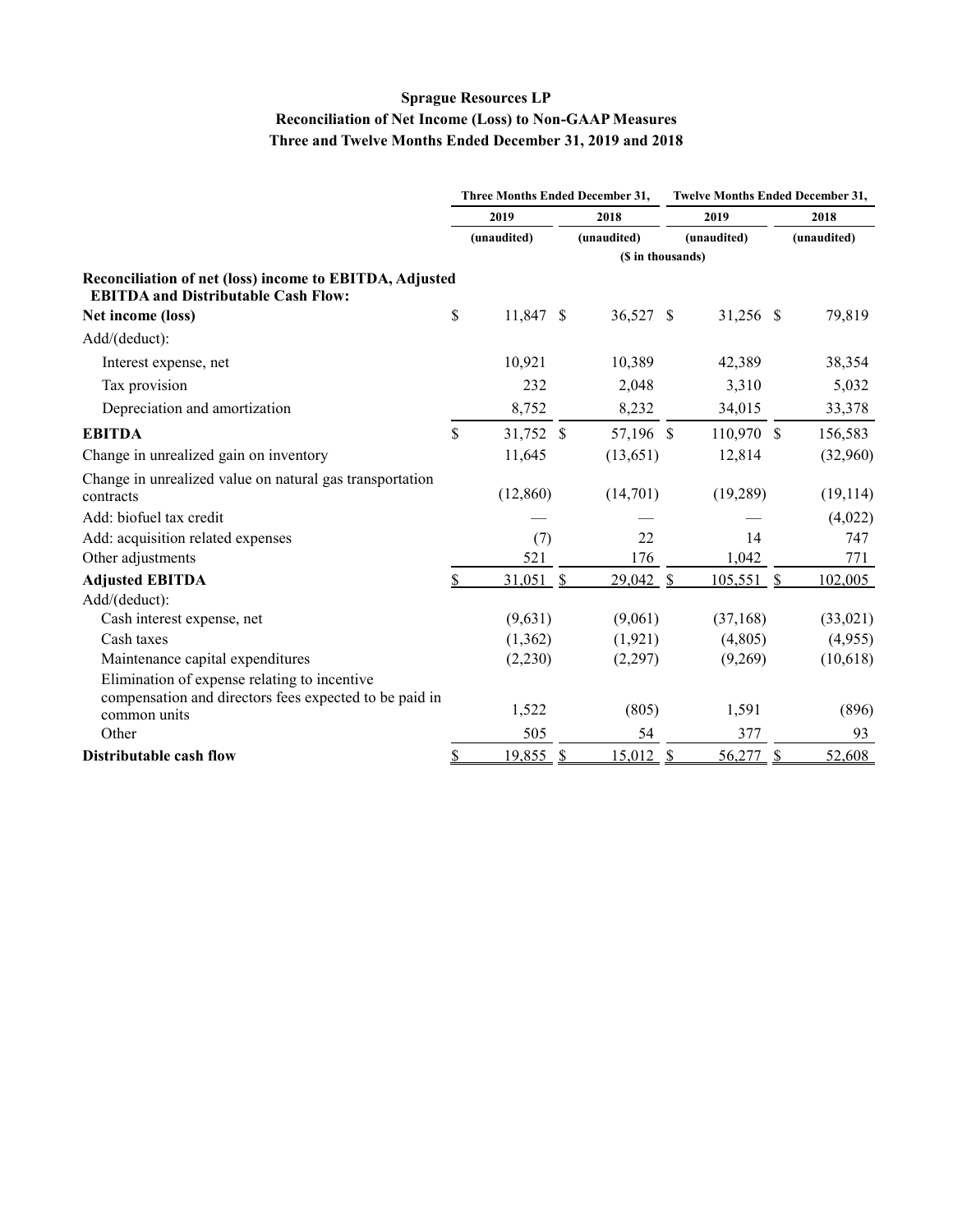**Sprague Resources LP**
**Reconciliation of Net Income (Loss) to Non-GAAP Measures**
**Three and Twelve Months Ended December 31, 2019 and 2018**

| | Three Months Ended December 31, | | Twelve Months Ended December 31, | |
|---|---|---|---|---|
| | 2019 | 2018 | 2019 | 2018 |
| | (unaudited) | (unaudited) | (unaudited) | (unaudited) |
| | ($ in thousands) | | | |
| **Reconciliation of net (loss) income to EBITDA, Adjusted EBITDA and Distributable Cash Flow:** | | | | |
| **Net income (loss)** | $ 11,847 | $ 36,527 | $ 31,256 | $ 79,819 |
| Add/(deduct): | | | | |
| Interest expense, net | 10,921 | 10,389 | 42,389 | 38,354 |
| Tax provision | 232 | 2,048 | 3,310 | 5,032 |
| Depreciation and amortization | 8,752 | 8,232 | 34,015 | 33,378 |
| **EBITDA** | $ 31,752 | $ 57,196 | $ 110,970 | $ 156,583 |
| Change in unrealized gain on inventory | 11,645 | (13,651) | 12,814 | (32,960) |
| Change in unrealized value on natural gas transportation contracts | (12,860) | (14,701) | (19,289) | (19,114) |
| Add: biofuel tax credit | — | — | — | (4,022) |
| Add: acquisition related expenses | (7) | 22 | 14 | 747 |
| Other adjustments | 521 | 176 | 1,042 | 771 |
| **Adjusted EBITDA** | $ 31,051 | $ 29,042 | $ 105,551 | $ 102,005 |
| Add/(deduct): | | | | |
| Cash interest expense, net | (9,631) | (9,061) | (37,168) | (33,021) |
| Cash taxes | (1,362) | (1,921) | (4,805) | (4,955) |
| Maintenance capital expenditures | (2,230) | (2,297) | (9,269) | (10,618) |
| Elimination of expense relating to incentive compensation and directors fees expected to be paid in common units | 1,522 | (805) | 1,591 | (896) |
| Other | 505 | 54 | 377 | 93 |
| **Distributable cash flow** | $ 19,855 | $ 15,012 | $ 56,277 | $ 52,608 |